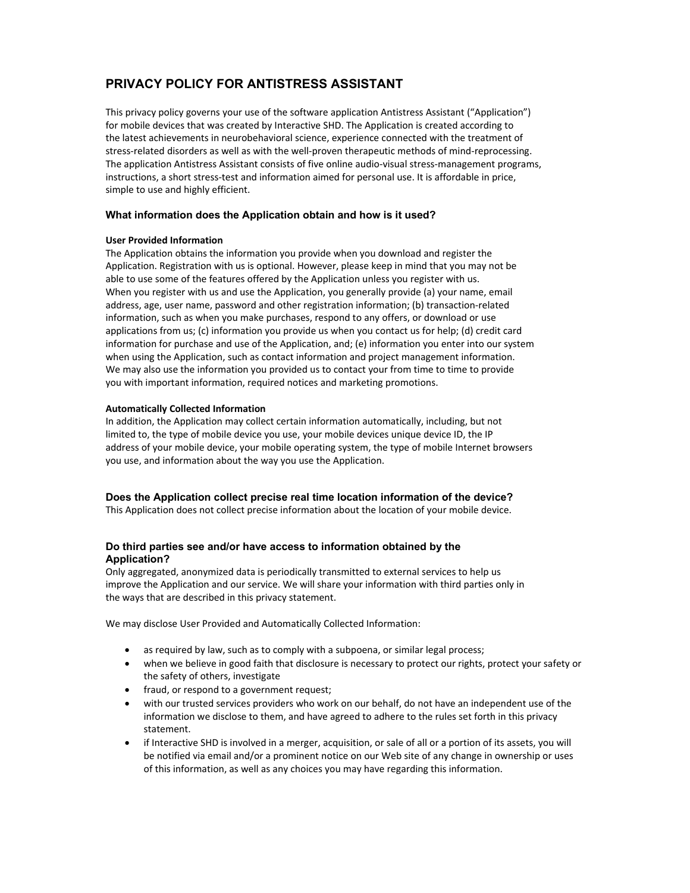# PRIVACY POLICY FOR ANTISTRESS ASSISTANT

This privacy policy governs your use of the software application Antistress Assistant ("Application") for mobile devices that was created by Interactive SHD. The Application is created according to the latest achievements in neurobehavioral science, experience connected with the treatment of stress-related disorders as well as with the well-proven therapeutic methods of mind-reprocessing. The application Antistress Assistant consists of five online audio-visual stress-management programs, instructions, a short stress-test and information aimed for personal use. It is affordable in price, simple to use and highly efficient.

## What information does the Application obtain and how is it used?

#### User Provided Information

The Application obtains the information you provide when you download and register the Application. Registration with us is optional. However, please keep in mind that you may not be able to use some of the features offered by the Application unless you register with us.
When you register with us and use the Application, you generally provide (a) your name, email address, age, user name, password and other registration information; (b) transaction-related information, such as when you make purchases, respond to any offers, or download or use applications from us; (c) information you provide us when you contact us for help; (d) credit card information for purchase and use of the Application, and; (e) information you enter into our system when using the Application, such as contact information and project management information.
We may also use the information you provided us to contact your from time to time to provide you with important information, required notices and marketing promotions.

#### Automatically Collected Information

In addition, the Application may collect certain information automatically, including, but not limited to, the type of mobile device you use, your mobile devices unique device ID, the IP address of your mobile device, your mobile operating system, the type of mobile Internet browsers you use, and information about the way you use the Application.

## Does the Application collect precise real time location information of the device?

This Application does not collect precise information about the location of your mobile device.

## Do third parties see and/or have access to information obtained by the Application?

Only aggregated, anonymized data is periodically transmitted to external services to help us improve the Application and our service. We will share your information with third parties only in the ways that are described in this privacy statement.

We may disclose User Provided and Automatically Collected Information:

- as required by law, such as to comply with a subpoena, or similar legal process;
- when we believe in good faith that disclosure is necessary to protect our rights, protect your safety or the safety of others, investigate
- fraud, or respond to a government request;
- with our trusted services providers who work on our behalf, do not have an independent use of the information we disclose to them, and have agreed to adhere to the rules set forth in this privacy statement.
- if Interactive SHD is involved in a merger, acquisition, or sale of all or a portion of its assets, you will be notified via email and/or a prominent notice on our Web site of any change in ownership or uses of this information, as well as any choices you may have regarding this information.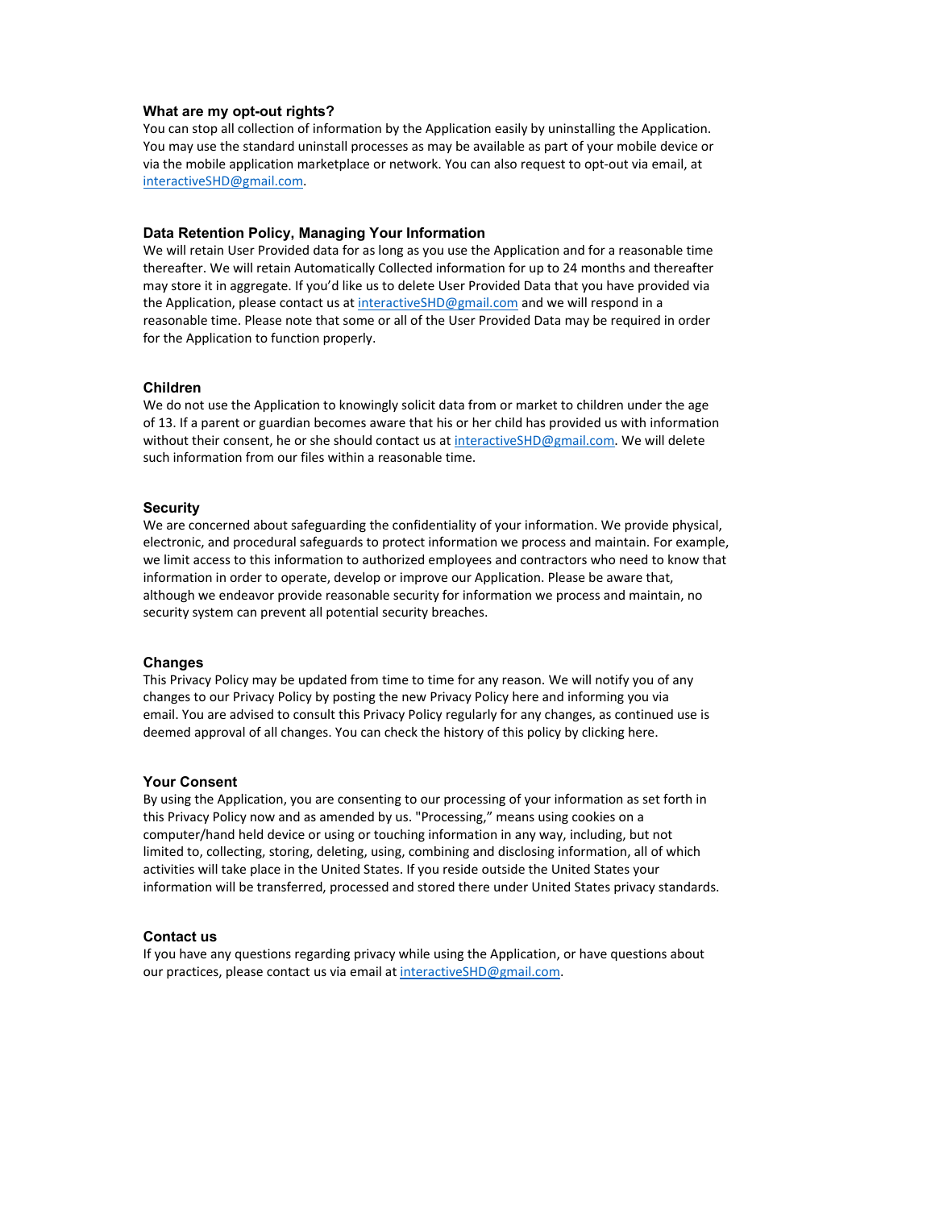### What are my opt-out rights?

You can stop all collection of information by the Application easily by uninstalling the Application. You may use the standard uninstall processes as may be available as part of your mobile device or via the mobile application marketplace or network. You can also request to opt-out via email, at interactiveSHD@gmail.com.

### Data Retention Policy, Managing Your Information

We will retain User Provided data for as long as you use the Application and for a reasonable time thereafter. We will retain Automatically Collected information for up to 24 months and thereafter may store it in aggregate. If you'd like us to delete User Provided Data that you have provided via the Application, please contact us at interactiveSHD@gmail.com and we will respond in a reasonable time. Please note that some or all of the User Provided Data may be required in order for the Application to function properly.

### Children

We do not use the Application to knowingly solicit data from or market to children under the age of 13. If a parent or guardian becomes aware that his or her child has provided us with information without their consent, he or she should contact us at interactiveSHD@gmail.com. We will delete such information from our files within a reasonable time.

### Security

We are concerned about safeguarding the confidentiality of your information. We provide physical, electronic, and procedural safeguards to protect information we process and maintain. For example, we limit access to this information to authorized employees and contractors who need to know that information in order to operate, develop or improve our Application. Please be aware that, although we endeavor provide reasonable security for information we process and maintain, no security system can prevent all potential security breaches.

### Changes

This Privacy Policy may be updated from time to time for any reason. We will notify you of any changes to our Privacy Policy by posting the new Privacy Policy here and informing you via email. You are advised to consult this Privacy Policy regularly for any changes, as continued use is deemed approval of all changes. You can check the history of this policy by clicking here.

### Your Consent

By using the Application, you are consenting to our processing of your information as set forth in this Privacy Policy now and as amended by us. "Processing," means using cookies on a computer/hand held device or using or touching information in any way, including, but not limited to, collecting, storing, deleting, using, combining and disclosing information, all of which activities will take place in the United States. If you reside outside the United States your information will be transferred, processed and stored there under United States privacy standards.

### Contact us

If you have any questions regarding privacy while using the Application, or have questions about our practices, please contact us via email at interactiveSHD@gmail.com.